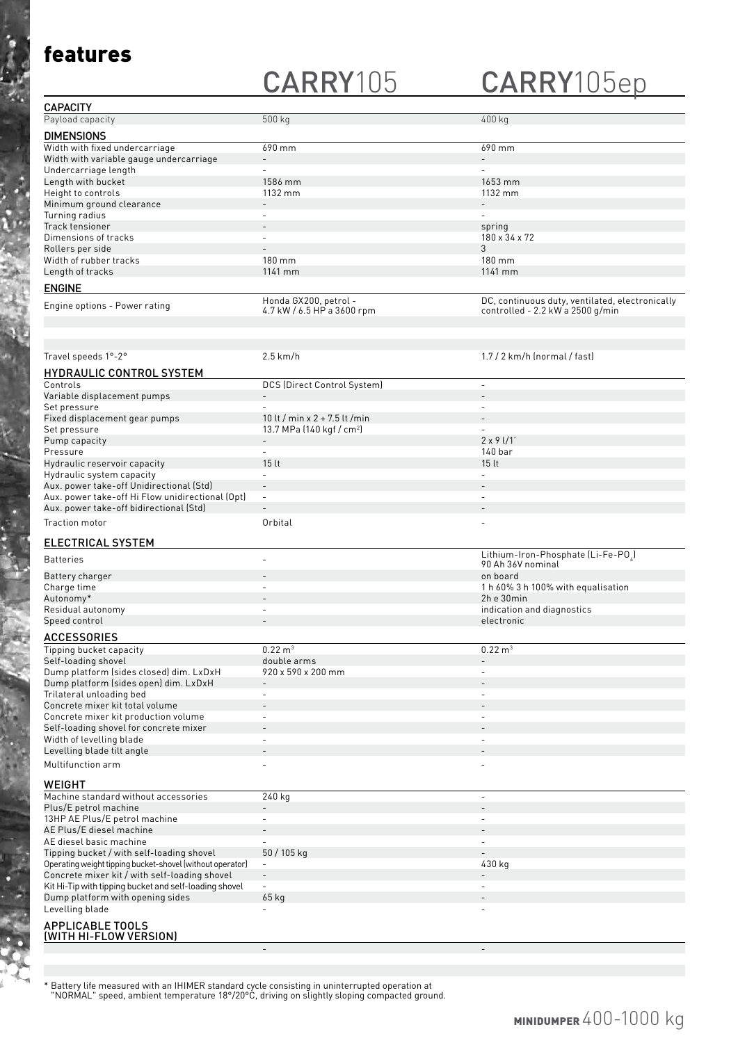# features

| | CARRY105 | CARRY105ep |
|---|---|---|
| **CAPACITY** | | |
| Payload capacity | 500 kg | 400 kg |
| **DIMENSIONS** | | |
| Width with fixed undercarriage | 690 mm | 690 mm |
| Width with variable gauge undercarriage | - | - |
| Undercarriage length | - | - |
| Length with bucket | 1586 mm | 1653 mm |
| Height to controls | 1132 mm | 1132 mm |
| Minimum ground clearance | - | - |
| Turning radius | - | - |
| Track tensioner | - | spring |
| Dimensions of tracks | - | 180 x 34 x 72 |
| Rollers per side | - | 3 |
| Width of rubber tracks | 180 mm | 180 mm |
| Length of tracks | 1141 mm | 1141 mm |
| **ENGINE** | | |
| Engine options - Power rating | Honda GX200, petrol - 4.7 kW / 6.5 HP a 3600 rpm | DC, continuous duty, ventilated, electronically controlled - 2.2 kW a 2500 g/min |
| Travel speeds 1°-2° | 2.5 km/h | 1.7 / 2 km/h (normal / fast) |
| **HYDRAULIC CONTROL SYSTEM** | | |
| Controls | DCS (Direct Control System) | - |
| Variable displacement pumps | - | - |
| Set pressure | - | - |
| Fixed displacement gear pumps | 10 lt / min x 2 + 7.5 lt /min | - |
| Set pressure | 13.7 MPa (140 kgf / cm²) | - |
| Pump capacity | - | 2 x 9 l/1' |
| Pressure | - | 140 bar |
| Hydraulic reservoir capacity | 15 lt | 15 lt |
| Hydraulic system capacity | - | - |
| Aux. power take-off Unidirectional (Std) | - | - |
| Aux. power take-off Hi Flow unidirectional (Opt) | - | - |
| Aux. power take-off bidirectional (Std) | - | - |
| Traction motor | Orbital | - |
| **ELECTRICAL SYSTEM** | | |
| Batteries | - | Lithium-Iron-Phosphate (Li-Fe-$PO_4$) 90 Ah 36V nominal |
| Battery charger | - | on board |
| Charge time | - | 1 h 60% 3 h 100% with equalisation |
| Autonomy* | - | 2h e 30min |
| Residual autonomy | - | indication and diagnostics |
| Speed control | - | electronic |
| **ACCESSORIES** | | |
| Tipping bucket capacity | 0.22 m³ | 0.22 m³ |
| Self-loading shovel | double arms | - |
| Dump platform (sides closed) dim. LxDxH | 920 x 590 x 200 mm | - |
| Dump platform (sides open) dim. LxDxH | - | - |
| Trilateral unloading bed | - | - |
| Concrete mixer kit total volume | - | - |
| Concrete mixer kit production volume | - | - |
| Self-loading shovel for concrete mixer | - | - |
| Width of levelling blade | - | - |
| Levelling blade tilt angle | - | - |
| Multifunction arm | - | - |
| **WEIGHT** | | |
| Machine standard without accessories | 240 kg | - |
| Plus/E petrol machine | - | - |
| 13HP AE Plus/E petrol machine | - | - |
| AE Plus/E diesel machine | - | - |
| AE diesel basic machine | - | - |
| Tipping bucket / with self-loading shovel | 50 / 105 kg | - |
| Operating weight tipping bucket-shovel (without operator) | - | 430 kg |
| Concrete mixer kit / with self-loading shovel | - | - |
| Kit Hi-Tip with tipping bucket and self-loading shovel | - | - |
| Dump platform with opening sides | 65 kg | - |
| Levelling blade | - | - |
| **APPLICABLE TOOLS (WITH HI-FLOW VERSION)** | | |
| | - | - |

\* Battery life measured with an IHIMER standard cycle consisting in uninterrupted operation at "NORMAL" speed, ambient temperature 18°/20°C, driving on slightly sloping compacted ground.

**MINIDUMPER** 400-1000 kg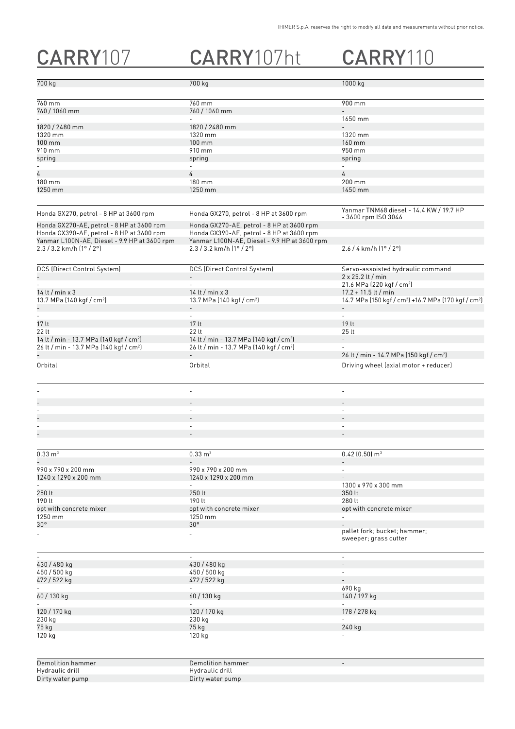IHIMER S.p.A. reserves the right to modify all data and measurements without prior notice.

| CARRY107 | CARRY107ht | CARRY110 |
|---|---|---|
| 700 kg | 700 kg | 1000 kg |
| | | |
| 760 mm | 760 mm | 900 mm |
| 760 / 1060 mm | 760 / 1060 mm | - |
| - | - | 1650 mm |
| 1820 / 2480 mm | 1820 / 2480 mm | - |
| 1320 mm | 1320 mm | 1320 mm |
| 100 mm | 100 mm | 160 mm |
| 910 mm | 910 mm | 950 mm |
| spring | spring | spring |
| - | - | - |
| 4 | 4 | 4 |
| 180 mm | 180 mm | 200 mm |
| 1250 mm | 1250 mm | 1450 mm |
| | | |
| Honda GX270, petrol - 8 HP at 3600 rpm | Honda GX270, petrol - 8 HP at 3600 rpm | Yanmar TNM68 diesel - 14.4 KW / 19.7 HP - 3600 rpm ISO 3046 |
| Honda GX270-AE, petrol - 8 HP at 3600 rpm | Honda GX270-AE, petrol - 8 HP at 3600 rpm | |
| Honda GX390-AE, petrol - 8 HP at 3600 rpm | Honda GX390-AE, petrol - 8 HP at 3600 rpm | |
| Yanmar L100N-AE, Diesel - 9.9 HP at 3600 rpm | Yanmar L100N-AE, Diesel - 9.9 HP at 3600 rpm | |
| 2.3 / 3.2 km/h (1° / 2°) | 2.3 / 3.2 km/h (1° / 2°) | 2.6 / 4 km/h (1° / 2°) |
| | | |
| DCS (Direct Control System) | DCS (Direct Control System) | Servo-assoisted hydraulic command |
| - | - | 2 x 25.2 lt / min |
| - | - | 21.6 MPa (220 kgf / cm²) |
| 14 lt / min x 3 | 14 lt / min x 3 | 17.2 + 11.5 lt / min |
| 13.7 MPa (140 kgf / cm²) | 13.7 MPa (140 kgf / cm²) | 14.7 MPa (150 kgf / cm²) +16.7 MPa (170 kgf / cm²) |
| - | - | - |
| - | - | - |
| 17 lt | 17 lt | 19 lt |
| 22 lt | 22 lt | 25 lt |
| 14 lt / min - 13.7 MPa (140 kgf / cm²) | 14 lt / min - 13.7 MPa (140 kgf / cm²) | - |
| 26 lt / min - 13.7 MPa (140 kgf / cm²) | 26 lt / min - 13.7 MPa (140 kgf / cm²) | - |
| - | - | 26 lt / min - 14.7 MPa (150 kgf / cm²) |
| Orbital | Orbital | Driving wheel (axial motor + reducer) |
| | | |
| - | - | - |
| - | - | - |
| - | - | - |
| - | - | - |
| - | - | - |
| - | - | - |
| | | |
| 0.33 m³ | 0.33 m³ | 0.42 (0.50) m³ |
| - | - | - |
| 990 x 790 x 200 mm | 990 x 790 x 200 mm | - |
| 1240 x 1290 x 200 mm | 1240 x 1290 x 200 mm | - |
| - | - | 1300 x 970 x 300 mm |
| 250 lt | 250 lt | 350 lt |
| 190 lt | 190 lt | 280 lt |
| opt with concrete mixer | opt with concrete mixer | opt with concrete mixer |
| 1250 mm | 1250 mm | - |
| 30° | 30° | - |
| - | - | pallet fork; bucket; hammer; sweeper; grass cutter |
| | | |
| - | - | - |
| 430 / 480 kg | 430 / 480 kg | - |
| 450 / 500 kg | 450 / 500 kg | - |
| 472 / 522 kg | 472 / 522 kg | - |
| - | - | 690 kg |
| 60 / 130 kg | 60 / 130 kg | 140 / 197 kg |
| - | - | - |
| 120 / 170 kg | 120 / 170 kg | 178 / 278 kg |
| 230 kg | 230 kg | - |
| 75 kg | 75 kg | 240 kg |
| 120 kg | 120 kg | - |
| | | |
| Demolition hammer | Demolition hammer | - |
| Hydraulic drill | Hydraulic drill | |
| Dirty water pump | Dirty water pump | |